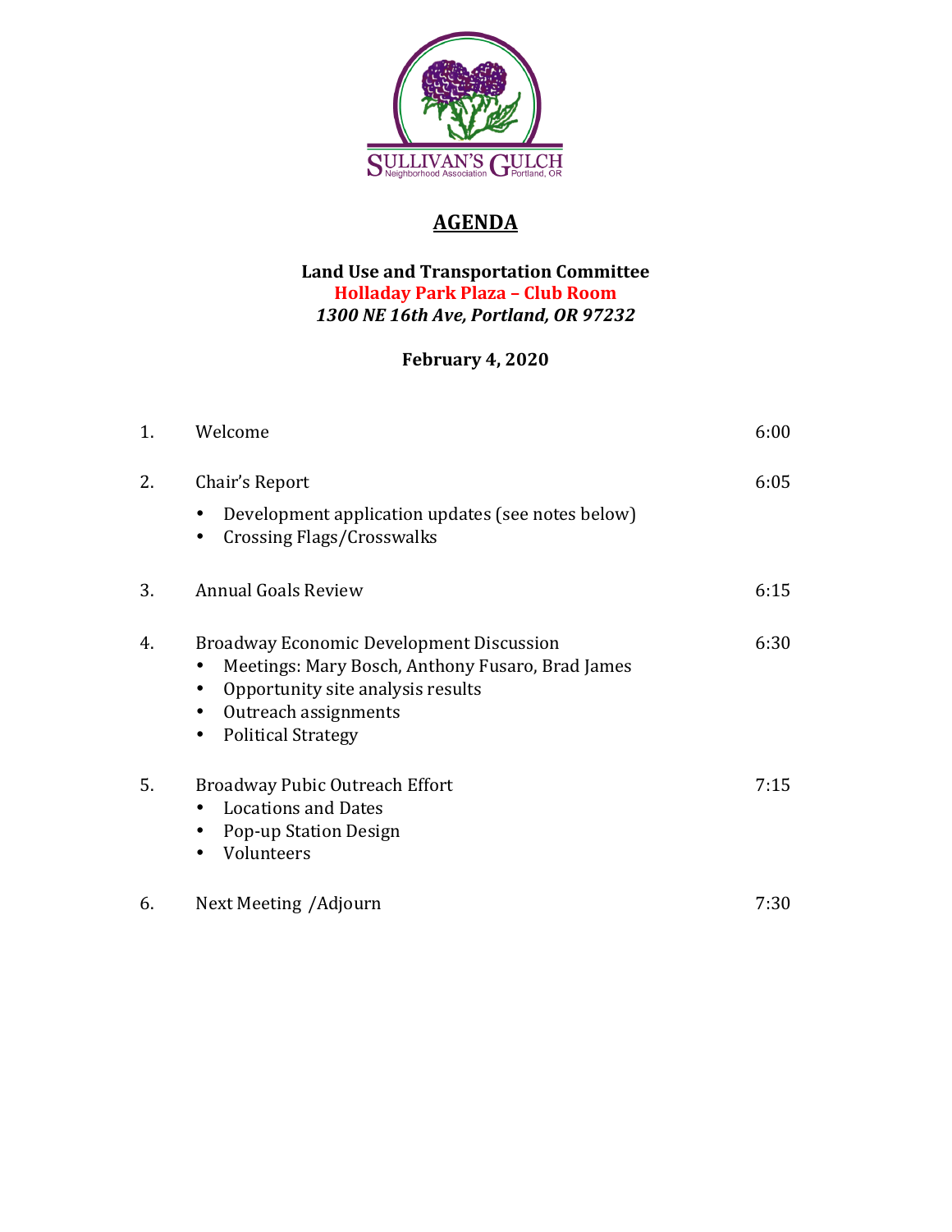SULLIVAN'S GULCH Neighborhood Association Portland, OR

# AGENDA

**Land Use and Transportation Committee**
**Holladay Park Plaza – Club Room**
***1300 NE 16th Ave, Portland, OR 97232***

**February 4, 2020**

| | | |
|---|---|---|
| 1. | Welcome | 6:00 |
| 2. | Chair's Report<br>• Development application updates (see notes below)<br>• Crossing Flags/Crosswalks | 6:05 |
| 3. | Annual Goals Review | 6:15 |
| 4. | Broadway Economic Development Discussion<br>• Meetings: Mary Bosch, Anthony Fusaro, Brad James<br>• Opportunity site analysis results<br>• Outreach assignments<br>• Political Strategy | 6:30 |
| 5. | Broadway Pubic Outreach Effort<br>• Locations and Dates<br>• Pop-up Station Design<br>• Volunteers | 7:15 |
| 6. | Next Meeting /Adjourn | 7:30 |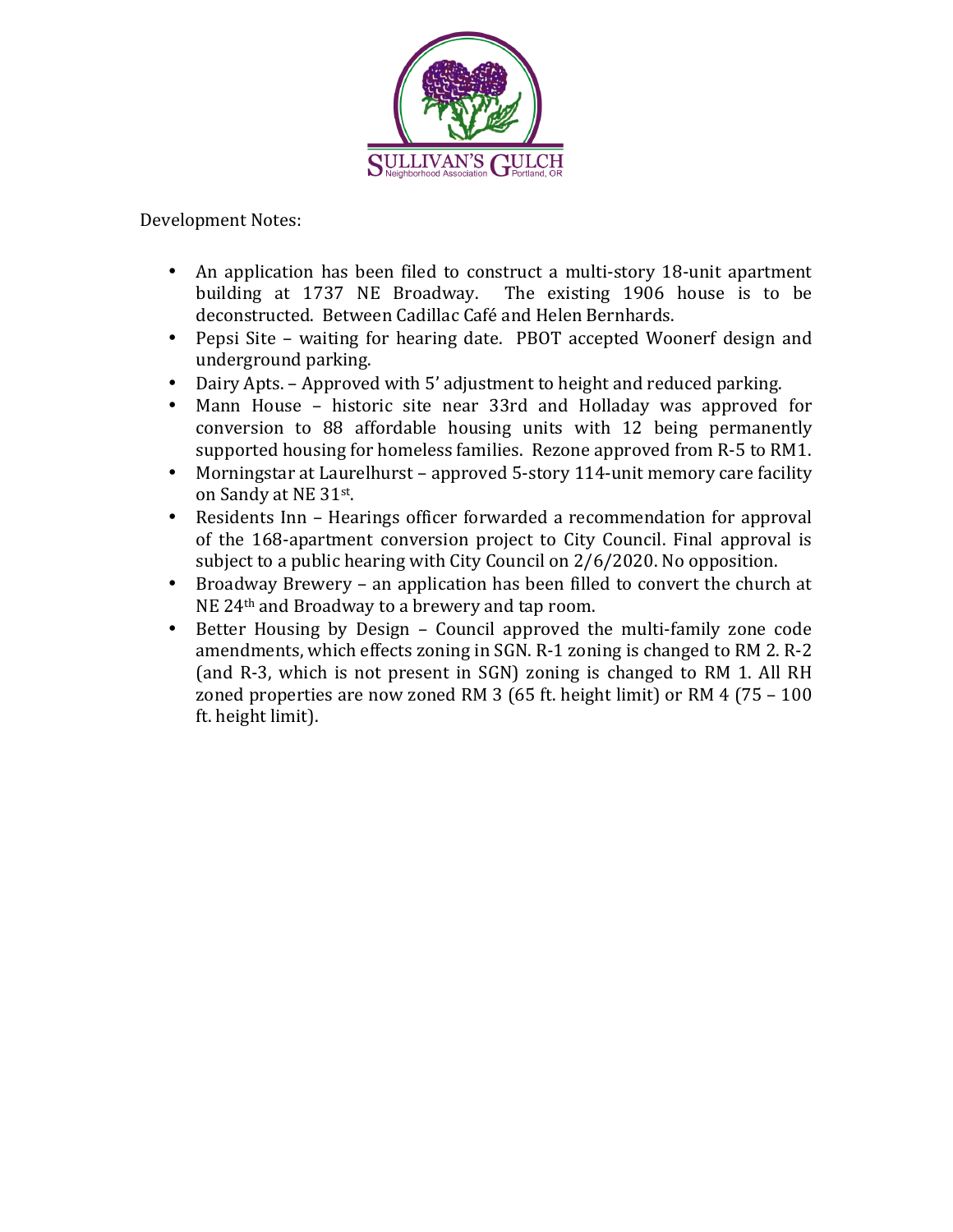SULLIVAN'S GULCH
Neighborhood Association Portland, OR

Development Notes:

- An application has been filed to construct a multi-story 18-unit apartment building at 1737 NE Broadway. The existing 1906 house is to be deconstructed. Between Cadillac Café and Helen Bernhards.
- Pepsi Site – waiting for hearing date. PBOT accepted Woonerf design and underground parking.
- Dairy Apts. – Approved with 5' adjustment to height and reduced parking.
- Mann House – historic site near 33rd and Holladay was approved for conversion to 88 affordable housing units with 12 being permanently supported housing for homeless families. Rezone approved from R-5 to RM1.
- Morningstar at Laurelhurst – approved 5-story 114-unit memory care facility on Sandy at NE 31st.
- Residents Inn – Hearings officer forwarded a recommendation for approval of the 168-apartment conversion project to City Council. Final approval is subject to a public hearing with City Council on 2/6/2020. No opposition.
- Broadway Brewery – an application has been filled to convert the church at NE 24th and Broadway to a brewery and tap room.
- Better Housing by Design – Council approved the multi-family zone code amendments, which effects zoning in SGN. R-1 zoning is changed to RM 2. R-2 (and R-3, which is not present in SGN) zoning is changed to RM 1. All RH zoned properties are now zoned RM 3 (65 ft. height limit) or RM 4 (75 – 100 ft. height limit).